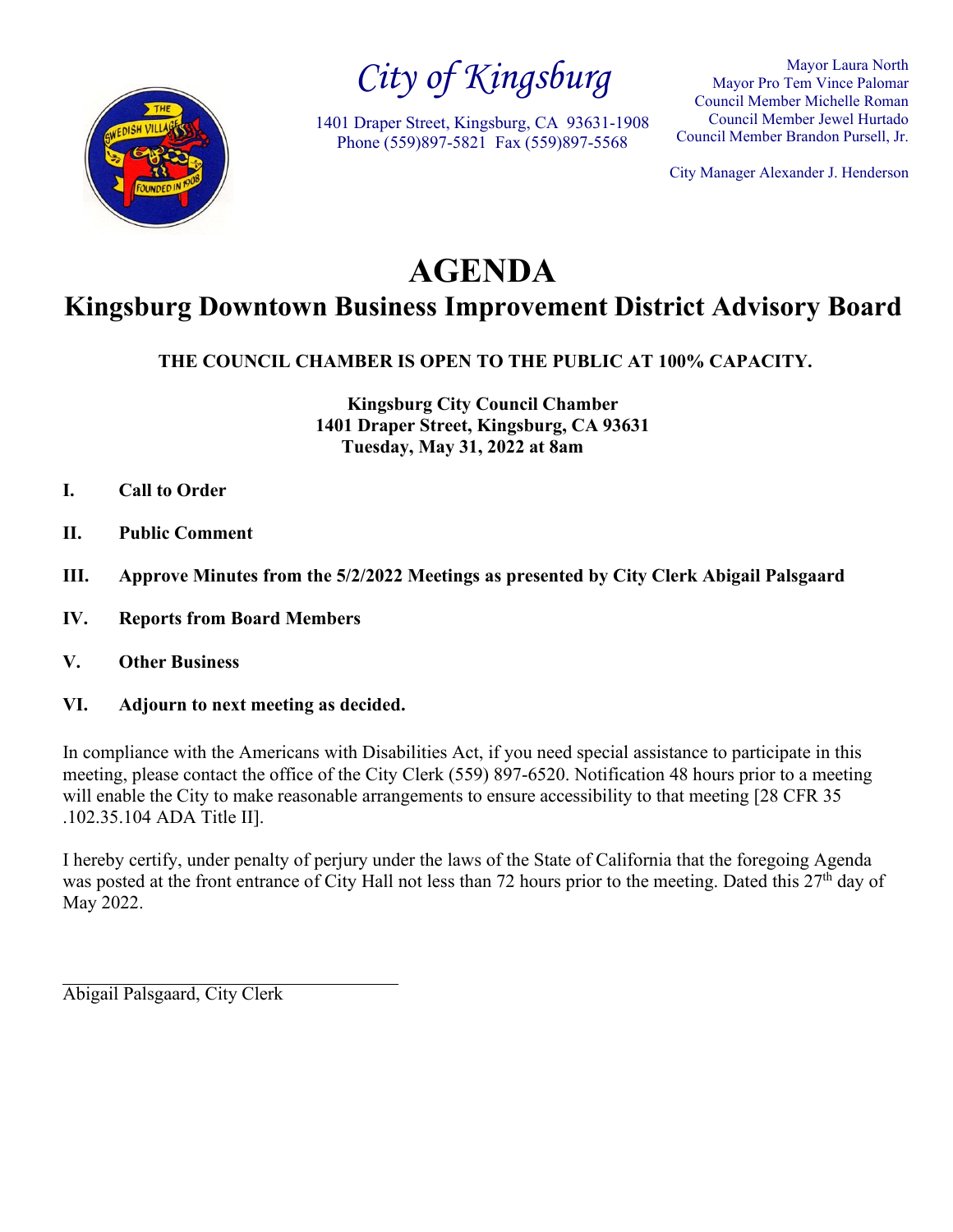# City of Kingsburg

1401 Draper Street, Kingsburg, CA 93631-1908
Phone (559)897-5821 Fax (559)897-5568

Mayor Laura North
Mayor Pro Tem Vince Palomar
Council Member Michelle Roman
Council Member Jewel Hurtado
Council Member Brandon Pursell, Jr.

City Manager Alexander J. Henderson

# AGENDA

## Kingsburg Downtown Business Improvement District Advisory Board

**THE COUNCIL CHAMBER IS OPEN TO THE PUBLIC AT 100% CAPACITY.**

**Kingsburg City Council Chamber**
**1401 Draper Street, Kingsburg, CA 93631**
**Tuesday, May 31, 2022 at 8am**

**I. Call to Order**

**II. Public Comment**

**III. Approve Minutes from the 5/2/2022 Meetings as presented by City Clerk Abigail Palsgaard**

**IV. Reports from Board Members**

**V. Other Business**

**VI. Adjourn to next meeting as decided.**

In compliance with the Americans with Disabilities Act, if you need special assistance to participate in this meeting, please contact the office of the City Clerk (559) 897-6520. Notification 48 hours prior to a meeting will enable the City to make reasonable arrangements to ensure accessibility to that meeting [28 CFR 35 .102.35.104 ADA Title II].

I hereby certify, under penalty of perjury under the laws of the State of California that the foregoing Agenda was posted at the front entrance of City Hall not less than 72 hours prior to the meeting. Dated this 27th day of May 2022.

______________________________
Abigail Palsgaard, City Clerk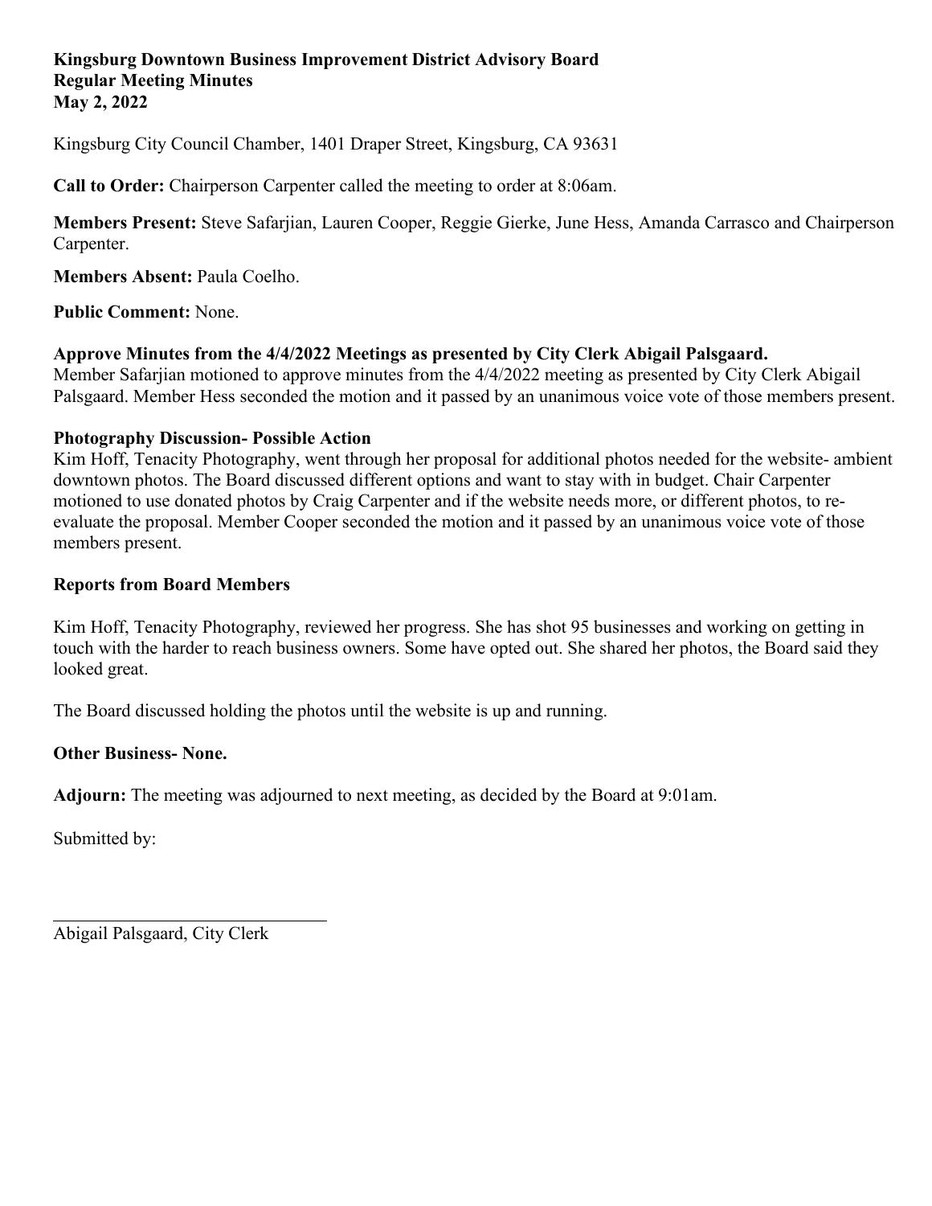**Kingsburg Downtown Business Improvement District Advisory Board**
**Regular Meeting Minutes**
**May 2, 2022**

Kingsburg City Council Chamber, 1401 Draper Street, Kingsburg, CA 93631

**Call to Order:** Chairperson Carpenter called the meeting to order at 8:06am.

**Members Present:** Steve Safarjian, Lauren Cooper, Reggie Gierke, June Hess, Amanda Carrasco and Chairperson Carpenter.

**Members Absent:** Paula Coelho.

**Public Comment:** None.

**Approve Minutes from the 4/4/2022 Meetings as presented by City Clerk Abigail Palsgaard.**
Member Safarjian motioned to approve minutes from the 4/4/2022 meeting as presented by City Clerk Abigail Palsgaard. Member Hess seconded the motion and it passed by an unanimous voice vote of those members present.

**Photography Discussion- Possible Action**
Kim Hoff, Tenacity Photography, went through her proposal for additional photos needed for the website- ambient downtown photos. The Board discussed different options and want to stay with in budget. Chair Carpenter motioned to use donated photos by Craig Carpenter and if the website needs more, or different photos, to re-evaluate the proposal. Member Cooper seconded the motion and it passed by an unanimous voice vote of those members present.

**Reports from Board Members**

Kim Hoff, Tenacity Photography, reviewed her progress. She has shot 95 businesses and working on getting in touch with the harder to reach business owners. Some have opted out. She shared her photos, the Board said they looked great.

The Board discussed holding the photos until the website is up and running.

**Other Business- None.**

**Adjourn:** The meeting was adjourned to next meeting, as decided by the Board at 9:01am.

Submitted by:

\_\_\_\_\_\_\_\_\_\_\_\_\_\_\_\_\_\_\_\_\_\_\_\_\_\_\_\_\_\_\_\_
Abigail Palsgaard, City Clerk